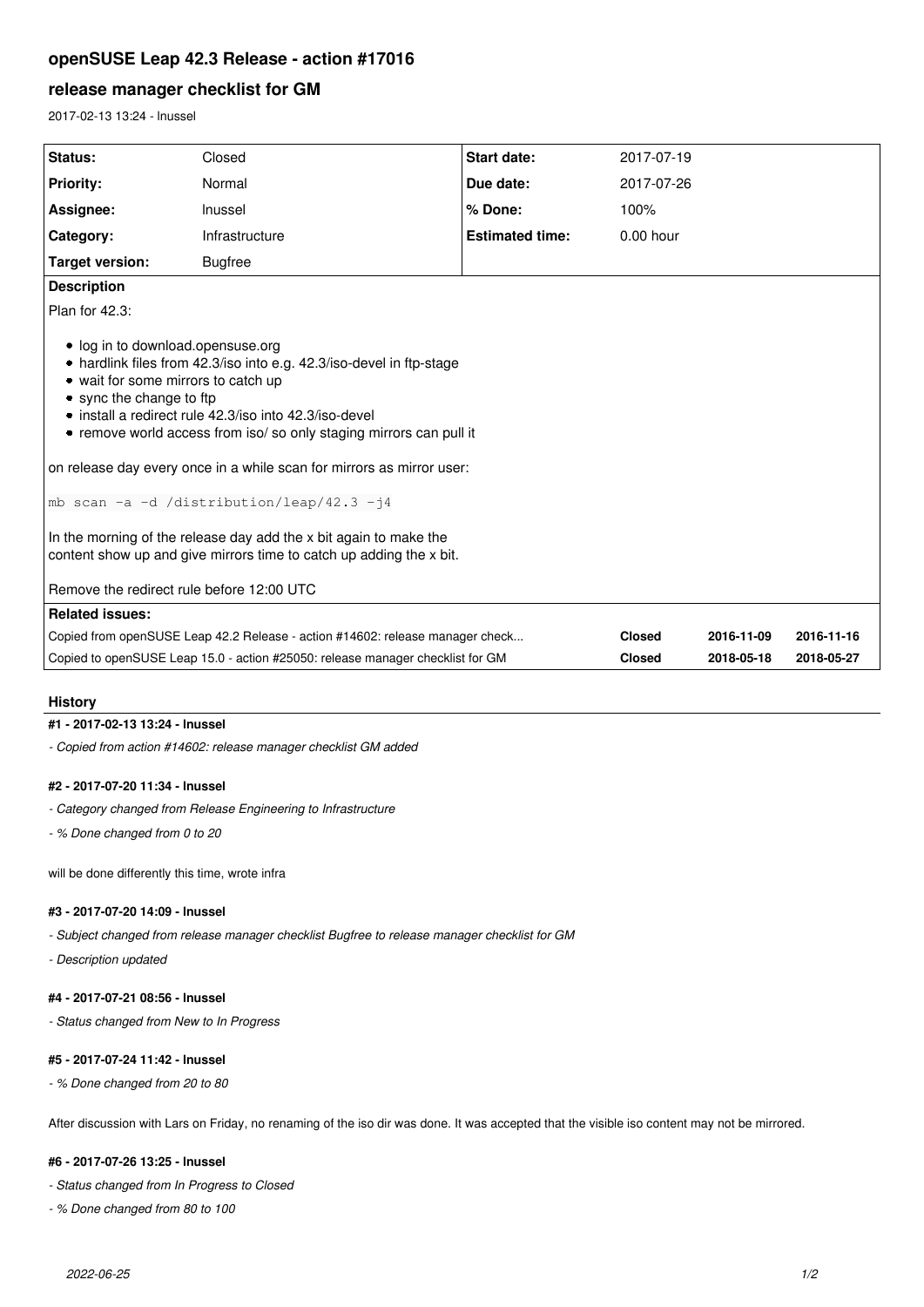# openSUSE Leap 42.3 Release - action #17016

## release manager checklist for GM

2017-02-13 13:24 - lnussel

| Status: | Closed | Start date: | 2017-07-19 |
|---|---|---|---|
| Priority: | Normal | Due date: | 2017-07-26 |
| Assignee: | lnussel | % Done: | 100% |
| Category: | Infrastructure | Estimated time: | 0.00 hour |
| Target version: | Bugfree | | |

**Description**

Plan for 42.3:

- log in to download.opensuse.org
- hardlink files from 42.3/iso into e.g. 42.3/iso-devel in ftp-stage
- wait for some mirrors to catch up
- sync the change to ftp
- install a redirect rule 42.3/iso into 42.3/iso-devel
- remove world access from iso/ so only staging mirrors can pull it

on release day every once in a while scan for mirrors as mirror user:

```
mb scan -a -d /distribution/leap/42.3 -j4
```

In the morning of the release day add the x bit again to make the content show up and give mirrors time to catch up adding the x bit.

Remove the redirect rule before 12:00 UTC

**Related issues:**

| | | | |
|---|---|---|---|
| Copied from openSUSE Leap 42.2 Release - action #14602: release manager check... | Closed | 2016-11-09 | 2016-11-16 |
| Copied to openSUSE Leap 15.0 - action #25050: release manager checklist for GM | Closed | 2018-05-18 | 2018-05-27 |

### History

#### #1 - 2017-02-13 13:24 - lnussel

*- Copied from action #14602: release manager checklist GM added*

#### #2 - 2017-07-20 11:34 - lnussel

*- Category changed from Release Engineering to Infrastructure*

*- % Done changed from 0 to 20*

will be done differently this time, wrote infra

#### #3 - 2017-07-20 14:09 - lnussel

*- Subject changed from release manager checklist Bugfree to release manager checklist for GM*

*- Description updated*

#### #4 - 2017-07-21 08:56 - lnussel

*- Status changed from New to In Progress*

#### #5 - 2017-07-24 11:42 - lnussel

*- % Done changed from 20 to 80*

After discussion with Lars on Friday, no renaming of the iso dir was done. It was accepted that the visible iso content may not be mirrored.

#### #6 - 2017-07-26 13:25 - lnussel

*- Status changed from In Progress to Closed*

*- % Done changed from 80 to 100*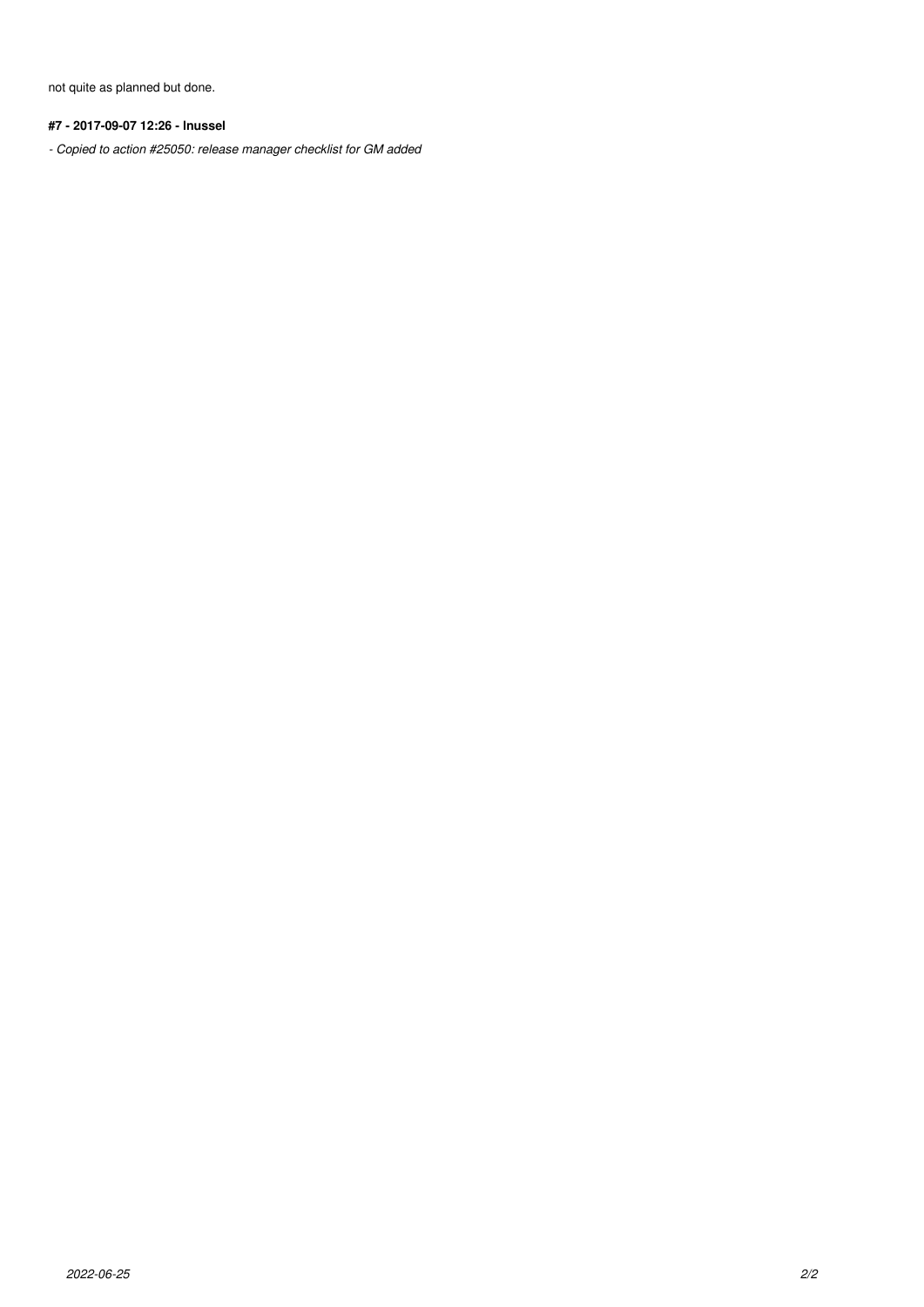not quite as planned but done.

#### #7 - 2017-09-07 12:26 - lnussel

*- Copied to action #25050: release manager checklist for GM added*